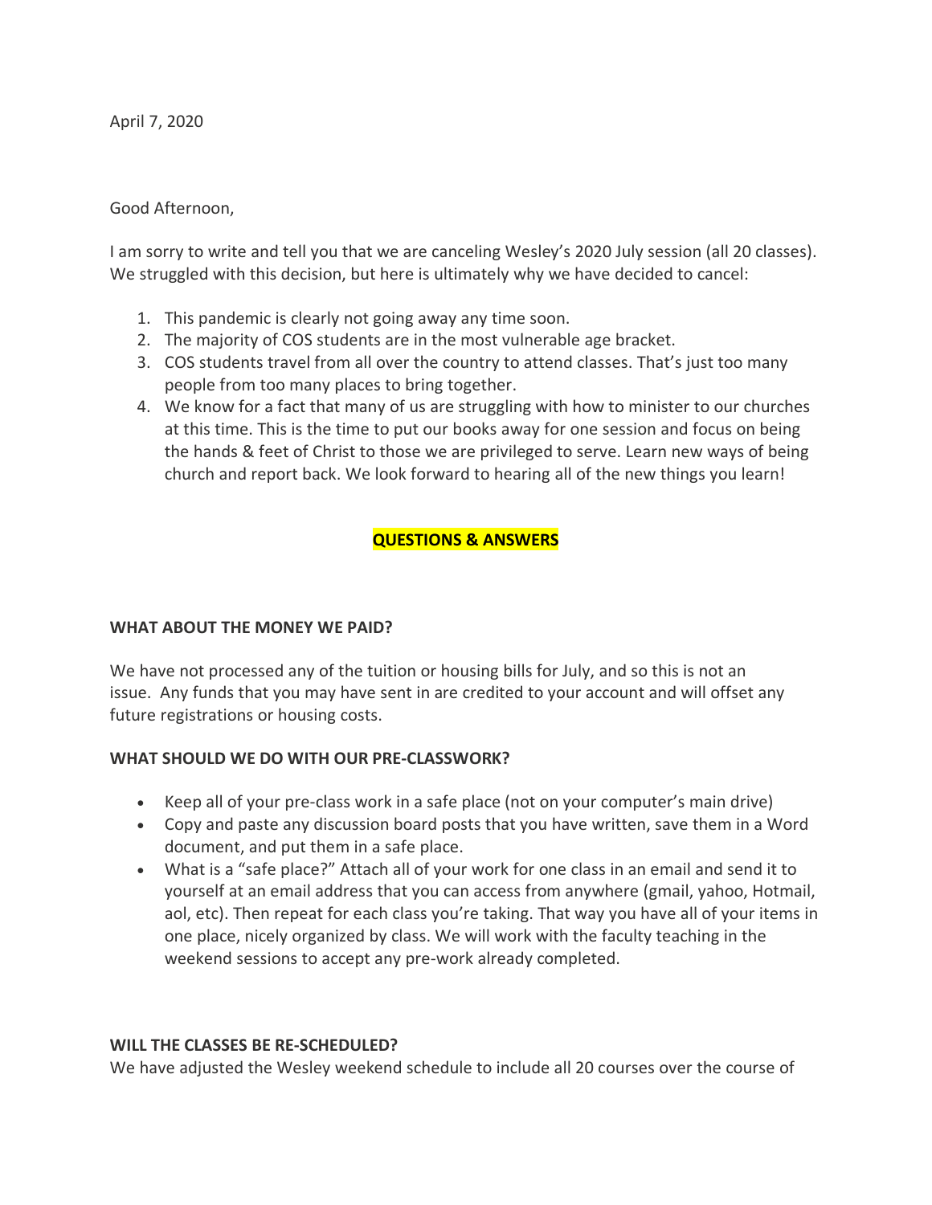April 7, 2020

Good Afternoon,

I am sorry to write and tell you that we are canceling Wesley's 2020 July session (all 20 classes). We struggled with this decision, but here is ultimately why we have decided to cancel:

1. This pandemic is clearly not going away any time soon.
2. The majority of COS students are in the most vulnerable age bracket.
3. COS students travel from all over the country to attend classes. That's just too many people from too many places to bring together.
4. We know for a fact that many of us are struggling with how to minister to our churches at this time. This is the time to put our books away for one session and focus on being the hands & feet of Christ to those we are privileged to serve. Learn new ways of being church and report back. We look forward to hearing all of the new things you learn!

## QUESTIONS & ANSWERS

### WHAT ABOUT THE MONEY WE PAID?

We have not processed any of the tuition or housing bills for July, and so this is not an issue. Any funds that you may have sent in are credited to your account and will offset any future registrations or housing costs.

### WHAT SHOULD WE DO WITH OUR PRE-CLASSWORK?

- Keep all of your pre-class work in a safe place (not on your computer's main drive)
- Copy and paste any discussion board posts that you have written, save them in a Word document, and put them in a safe place.
- What is a "safe place?" Attach all of your work for one class in an email and send it to yourself at an email address that you can access from anywhere (gmail, yahoo, Hotmail, aol, etc). Then repeat for each class you're taking. That way you have all of your items in one place, nicely organized by class. We will work with the faculty teaching in the weekend sessions to accept any pre-work already completed.

### WILL THE CLASSES BE RE-SCHEDULED?

We have adjusted the Wesley weekend schedule to include all 20 courses over the course of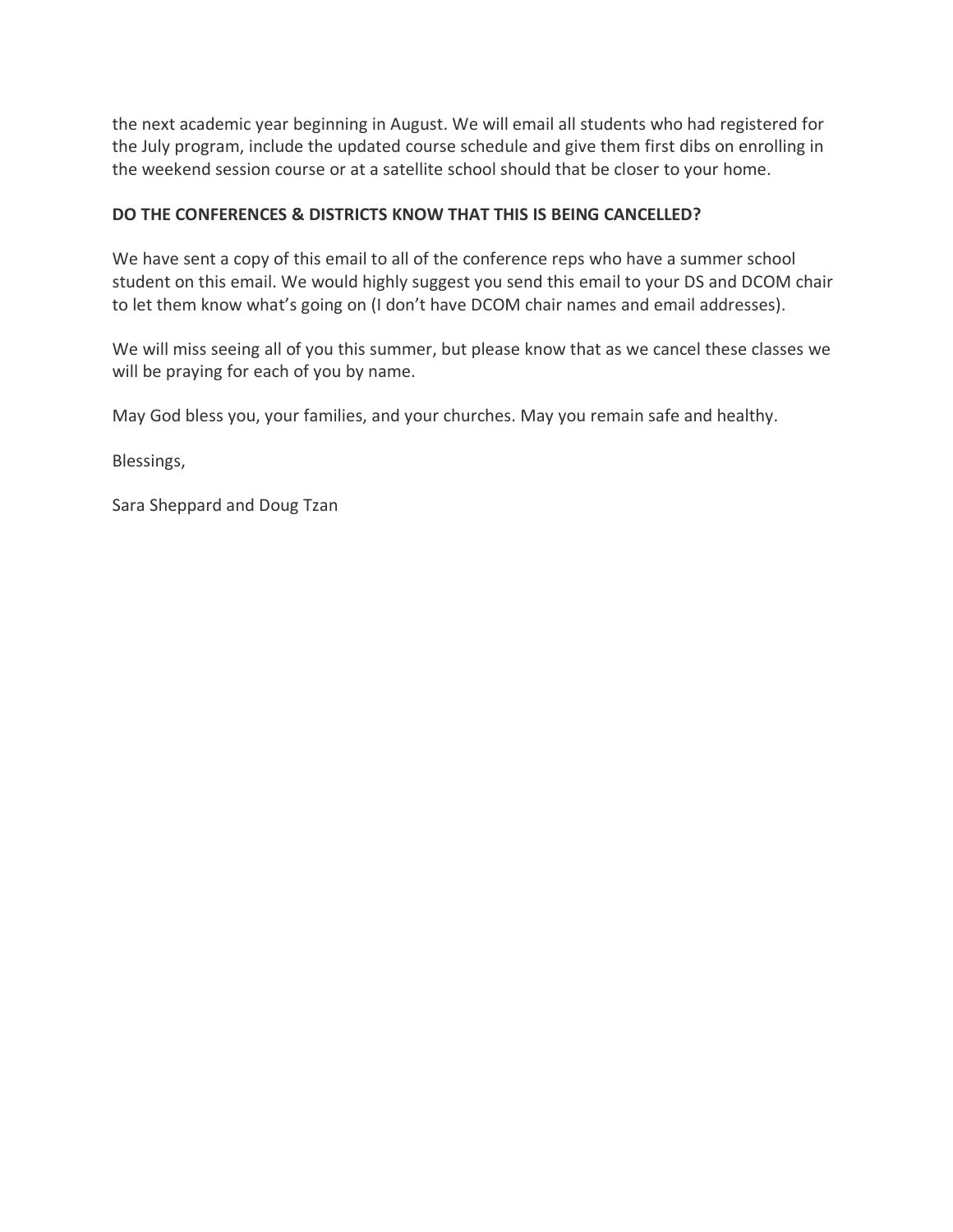the next academic year beginning in August. We will email all students who had registered for the July program, include the updated course schedule and give them first dibs on enrolling in the weekend session course or at a satellite school should that be closer to your home.

**DO THE CONFERENCES & DISTRICTS KNOW THAT THIS IS BEING CANCELLED?**

We have sent a copy of this email to all of the conference reps who have a summer school student on this email. We would highly suggest you send this email to your DS and DCOM chair to let them know what's going on (I don't have DCOM chair names and email addresses).

We will miss seeing all of you this summer, but please know that as we cancel these classes we will be praying for each of you by name.

May God bless you, your families, and your churches. May you remain safe and healthy.

Blessings,

Sara Sheppard and Doug Tzan